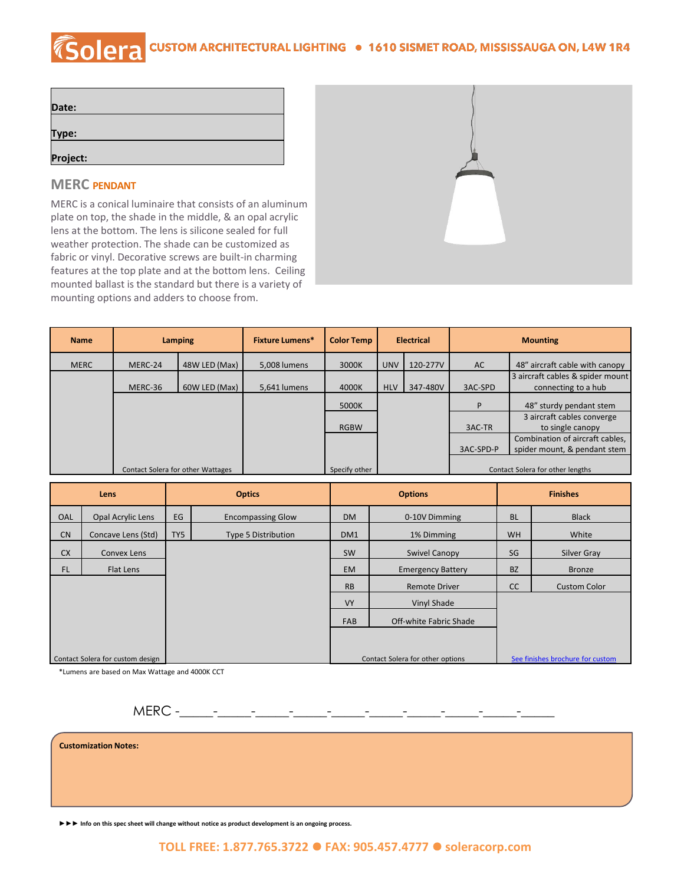Solera CUSTOM ARCHITECTURAL LIGHTING ● 1610 SISMET ROAD, MISSISSAUGA ON, L4W 1R4

| Date: |
|---|
| Type: |
| Project: |

## MERC PENDANT

MERC is a conical luminaire that consists of an aluminum plate on top, the shade in the middle, & an opal acrylic lens at the bottom. The lens is silicone sealed for full weather protection. The shade can be customized as fabric or vinyl. Decorative screws are built-in charming features at the top plate and at the bottom lens. Ceiling mounted ballast is the standard but there is a variety of mounting options and adders to choose from.

| Name | Lamping | | Fixture Lumens* | Color Temp | Electrical | | Mounting | |
|---|---|---|---|---|---|---|---|---|
| MERC | MERC-24 | 48W LED (Max) | 5,008 lumens | 3000K | UNV | 120-277V | AC | 48" aircraft cable with canopy |
| | MERC-36 | 60W LED (Max) | 5,641 lumens | 4000K | HLV | 347-480V | 3AC-SPD | 3 aircraft cables & spider mount connecting to a hub |
| | | | | 5000K | | | P | 48" sturdy pendant stem |
| | | | | RGBW | | | 3AC-TR | 3 aircraft cables converge to single canopy |
| | | | | | | | 3AC-SPD-P | Combination of aircraft cables, spider mount, & pendant stem |
| | Contact Solera for other Wattages | | | Specify other | | | Contact Solera for other lengths | |

| Lens | | Optics | | Options | | Finishes | |
|---|---|---|---|---|---|---|---|
| OAL | Opal Acrylic Lens | EG | Encompassing Glow | DM | 0-10V Dimming | BL | Black |
| CN | Concave Lens (Std) | TY5 | Type 5 Distribution | DM1 | 1% Dimming | WH | White |
| CX | Convex Lens | | | SW | Swivel Canopy | SG | Silver Gray |
| FL | Flat Lens | | | EM | Emergency Battery | BZ | Bronze |
| | | | | RB | Remote Driver | CC | Custom Color |
| | | | | VY | Vinyl Shade | | |
| | | | | FAB | Off-white Fabric Shade | | |
| Contact Solera for custom design | | | | Contact Solera for other options | | See finishes brochure for custom | |

*Lumens are based on Max Wattage and 4000K CCT

MERC -_____-_____-_____-_____-_____-_____-_____-_____-_____-_____

**Customization Notes:**

►►► Info on this spec sheet will change without notice as product development is an ongoing process.

TOLL FREE: 1.877.765.3722 ● FAX: 905.457.4777 ● soleracorp.com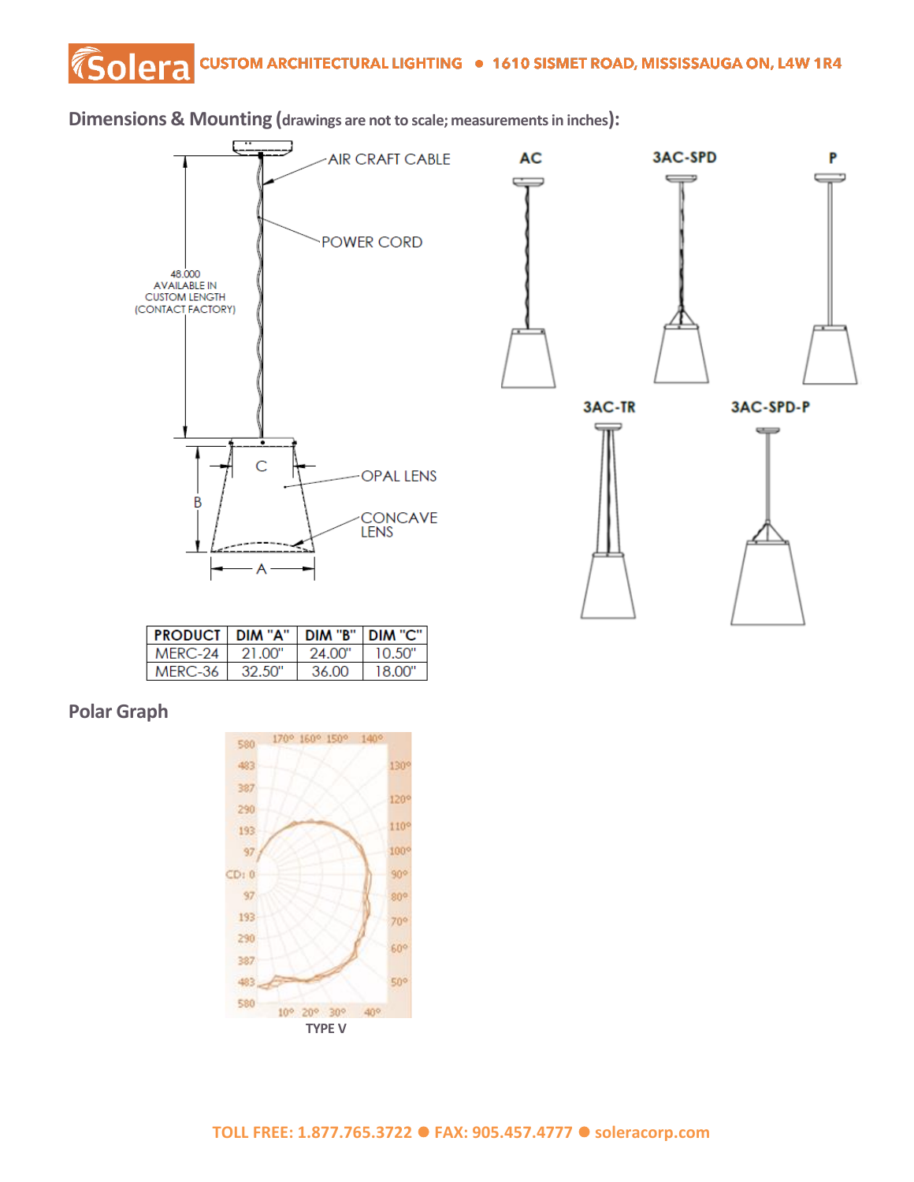## Dimensions & Mounting (drawings are not to scale; measurements in inches):

AIR CRAFT CABLE

POWER CORD

48.000
AVAILABLE IN
CUSTOM LENGTH
(CONTACT FACTORY)

C

B

A

OPAL LENS

CONCAVE LENS

AC

3AC-SPD

P

3AC-TR

3AC-SPD-P

| PRODUCT | DIM "A" | DIM "B" | DIM "C" |
|---|---|---|---|
| MERC-24 | 21.00" | 24.00" | 10.50" |
| MERC-36 | 32.50" | 36.00 | 18.00" |

## Polar Graph

580
483
387
290
193
97
CD: 0
97
193
290
387
483
580

170° 160° 150° 140°
130°
120°
110°
100°
90°
80°
70°
60°
50°
10° 20° 30° 40°

TYPE V

TOLL FREE: 1.877.765.3722 ● FAX: 905.457.4777 ● soleracorp.com